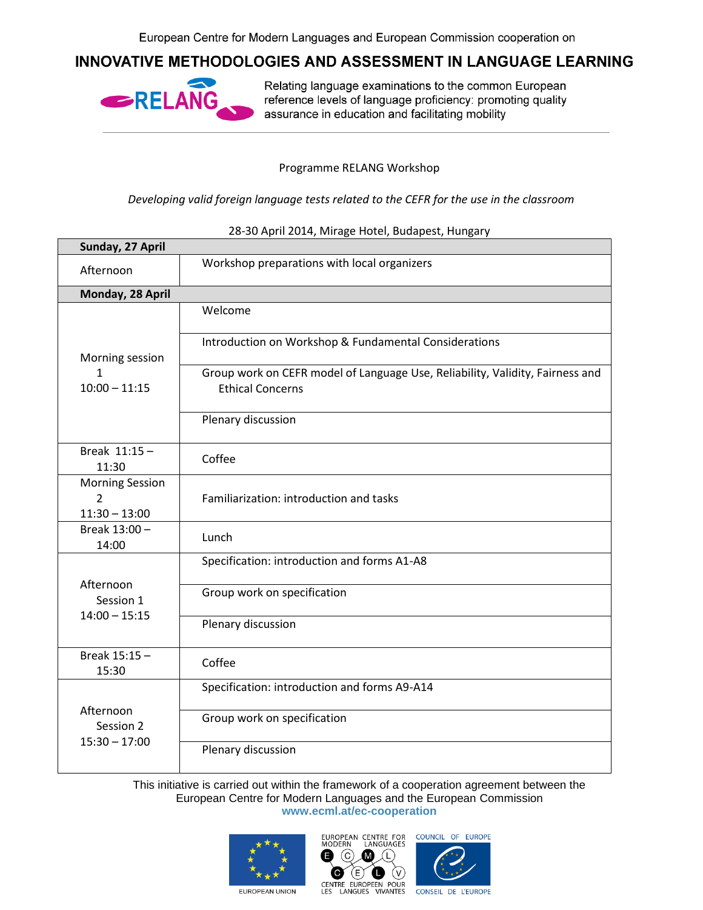European Centre for Modern Languages and European Commission cooperation on

# INNOVATIVE METHODOLOGIES AND ASSESSMENT IN LANGUAGE LEARNING

RELANG

Relating language examinations to the common European reference levels of language proficiency: promoting quality assurance in education and facilitating mobility

Programme RELANG Workshop

*Developing valid foreign language tests related to the CEFR for the use in the classroom*

28-30 April 2014, Mirage Hotel, Budapest, Hungary

| **Sunday, 27 April** | |
|---|---|
| Afternoon | Workshop preparations with local organizers |
| **Monday, 28 April** | |
| Morning session 1<br>10:00 – 11:15 | Welcome |
| | Introduction on Workshop & Fundamental Considerations |
| | Group work on CEFR model of Language Use, Reliability, Validity, Fairness and Ethical Concerns |
| | Plenary discussion |
| Break 11:15 – 11:30 | Coffee |
| Morning Session 2<br>11:30 – 13:00 | Familiarization: introduction and tasks |
| Break 13:00 – 14:00 | Lunch |
| Afternoon Session 1<br>14:00 – 15:15 | Specification: introduction and forms A1-A8 |
| | Group work on specification |
| | Plenary discussion |
| Break 15:15 – 15:30 | Coffee |
| Afternoon Session 2<br>15:30 – 17:00 | Specification: introduction and forms A9-A14 |
| | Group work on specification |
| | Plenary discussion |

This initiative is carried out within the framework of a cooperation agreement between the European Centre for Modern Languages and the European Commission
**www.ecml.at/ec-cooperation**

EUROPEAN UNION — EUROPEAN CENTRE FOR MODERN LANGUAGES / CENTRE EUROPEEN POUR LES LANGUES VIVANTES — COUNCIL OF EUROPE / CONSEIL DE L'EUROPE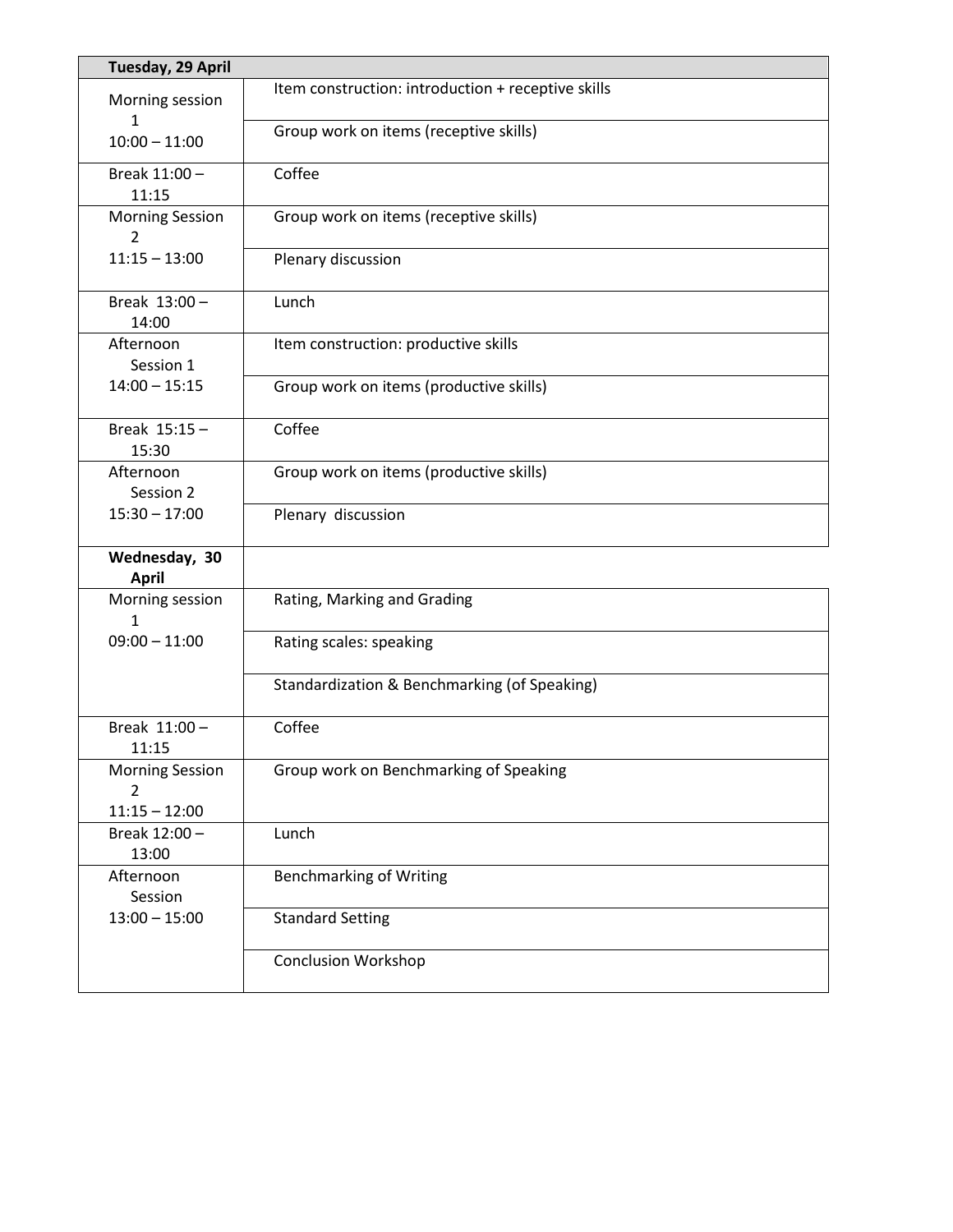| Tuesday, 29 April | |
|---|---|
| Morning session 1<br>10:00 – 11:00 | Item construction: introduction + receptive skills |
| | Group work on items (receptive skills) |
| Break 11:00 – 11:15 | Coffee |
| Morning Session 2<br>11:15 – 13:00 | Group work on items (receptive skills) |
| | Plenary discussion |
| Break 13:00 – 14:00 | Lunch |
| Afternoon Session 1<br>14:00 – 15:15 | Item construction: productive skills |
| | Group work on items (productive skills) |
| Break 15:15 – 15:30 | Coffee |
| Afternoon Session 2<br>15:30 – 17:00 | Group work on items (productive skills) |
| | Plenary discussion |
| **Wednesday, 30 April** | |
| Morning session 1<br>09:00 – 11:00 | Rating, Marking and Grading |
| | Rating scales: speaking |
| | Standardization & Benchmarking (of Speaking) |
| Break 11:00 – 11:15 | Coffee |
| Morning Session 2<br>11:15 – 12:00 | Group work on Benchmarking of Speaking |
| Break 12:00 – 13:00 | Lunch |
| Afternoon Session<br>13:00 – 15:00 | Benchmarking of Writing |
| | Standard Setting |
| | Conclusion Workshop |